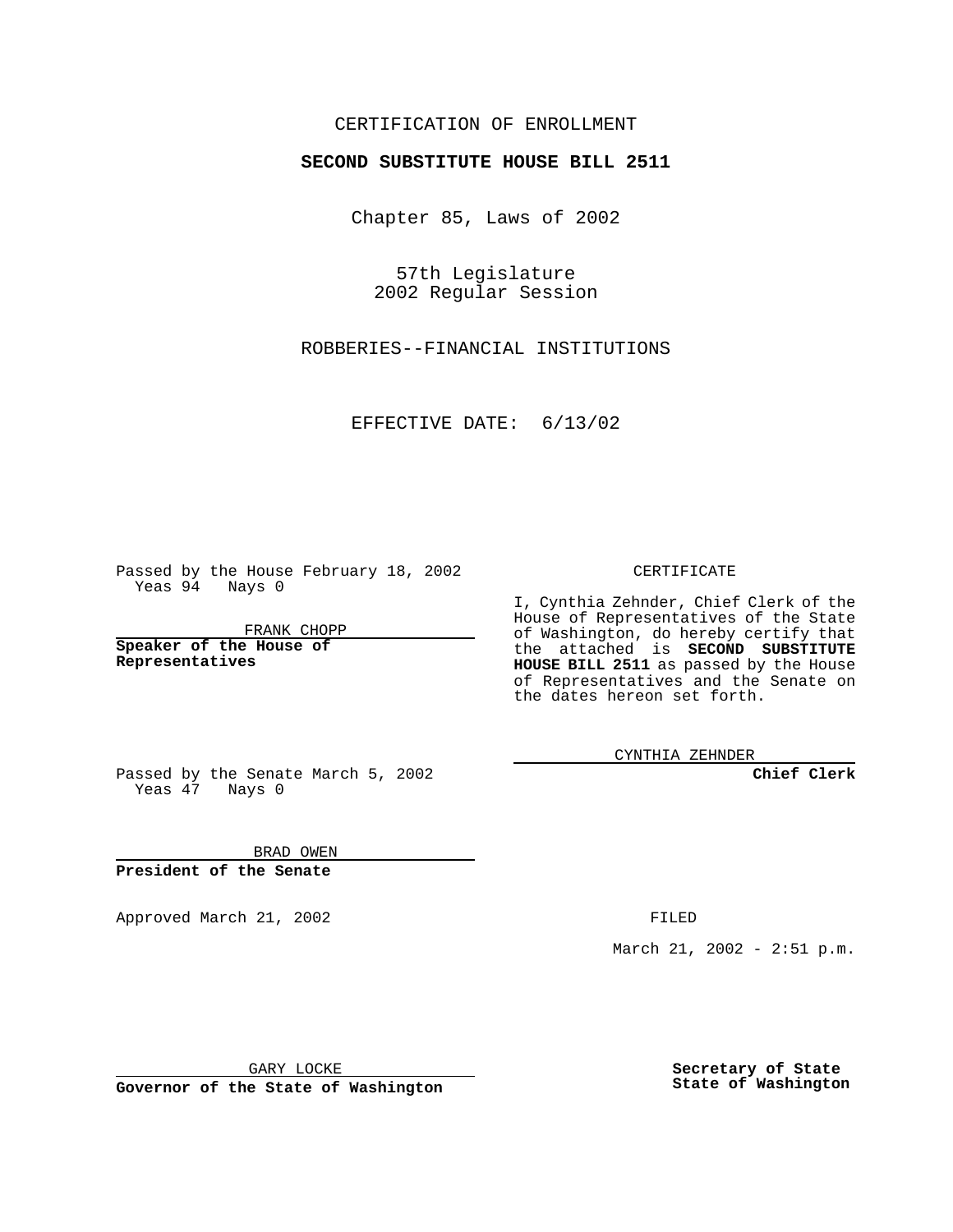CERTIFICATION OF ENROLLMENT

**SECOND SUBSTITUTE HOUSE BILL 2511**

Chapter 85, Laws of 2002

57th Legislature
2002 Regular Session

ROBBERIES--FINANCIAL INSTITUTIONS

EFFECTIVE DATE: 6/13/02

Passed by the House February 18, 2002
Yeas 94 Nays 0

FRANK CHOPP

**Speaker of the House of Representatives**

CERTIFICATE

I, Cynthia Zehnder, Chief Clerk of the House of Representatives of the State of Washington, do hereby certify that the attached is **SECOND SUBSTITUTE HOUSE BILL 2511** as passed by the House of Representatives and the Senate on the dates hereon set forth.

CYNTHIA ZEHNDER

**Chief Clerk**

Passed by the Senate March 5, 2002
Yeas 47 Nays 0

BRAD OWEN

**President of the Senate**

Approved March 21, 2002

FILED

March 21, 2002 - 2:51 p.m.

GARY LOCKE

**Governor of the State of Washington**

**Secretary of State**
**State of Washington**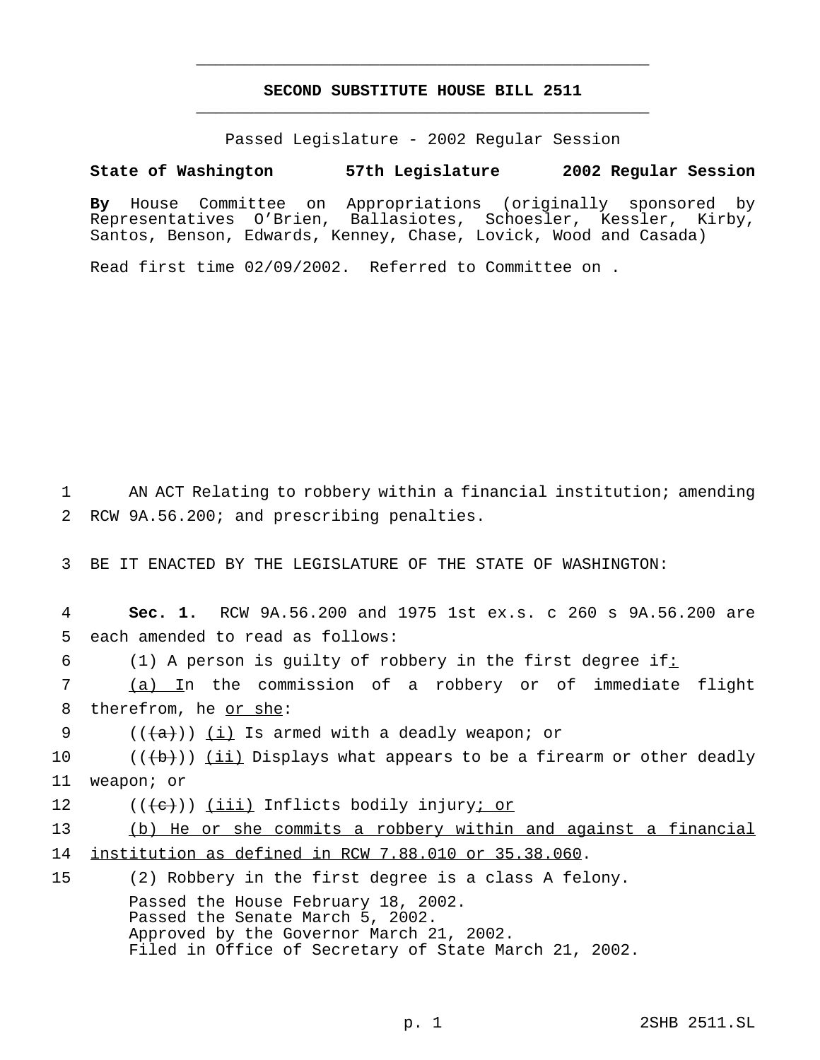# SECOND SUBSTITUTE HOUSE BILL 2511

Passed Legislature - 2002 Regular Session

**State of Washington 57th Legislature 2002 Regular Session**

**By** House Committee on Appropriations (originally sponsored by Representatives O'Brien, Ballasiotes, Schoesler, Kessler, Kirby, Santos, Benson, Edwards, Kenney, Chase, Lovick, Wood and Casada)

Read first time 02/09/2002. Referred to Committee on .

AN ACT Relating to robbery within a financial institution; amending RCW 9A.56.200; and prescribing penalties.

BE IT ENACTED BY THE LEGISLATURE OF THE STATE OF WASHINGTON:

**Sec. 1.** RCW 9A.56.200 and 1975 1st ex.s. c 260 s 9A.56.200 are each amended to read as follows:

(1) A person is guilty of robbery in the first degree if:

(a) In the commission of a robbery or of immediate flight therefrom, he or she:

((~~(a)~~)) (i) Is armed with a deadly weapon; or

((~~(b)~~)) (ii) Displays what appears to be a firearm or other deadly weapon; or

((~~(c)~~)) (iii) Inflicts bodily injury; or

(b) He or she commits a robbery within and against a financial institution as defined in RCW 7.88.010 or 35.38.060.

(2) Robbery in the first degree is a class A felony.

Passed the House February 18, 2002.
Passed the Senate March 5, 2002.
Approved by the Governor March 21, 2002.
Filed in Office of Secretary of State March 21, 2002.